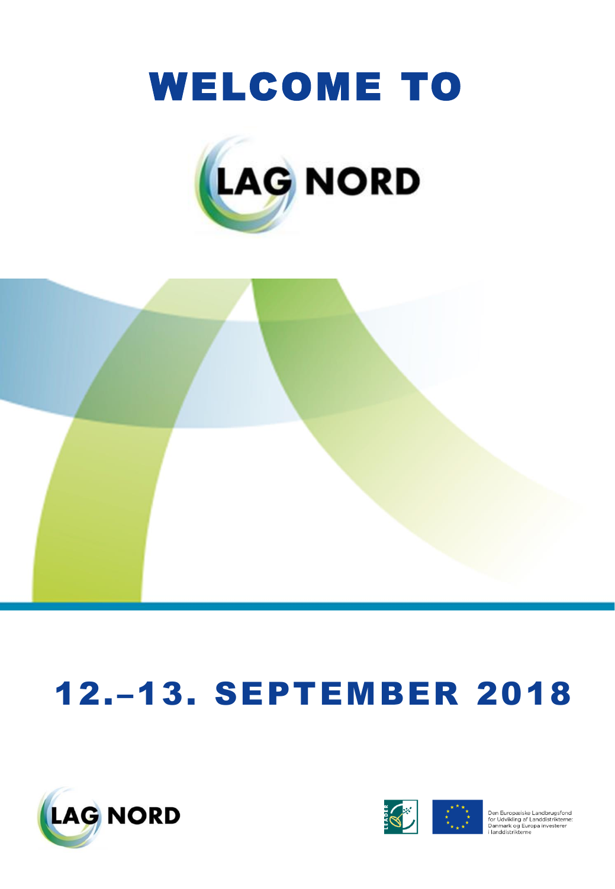# WELCOME TO

LAG NORD

# 12.–13. SEPTEMBER 2018

LAG NORD

Den Europæiske Landbrugsfond for Udvikling af Landdistrikterne: Danmark og Europa investerer i landdistrikterne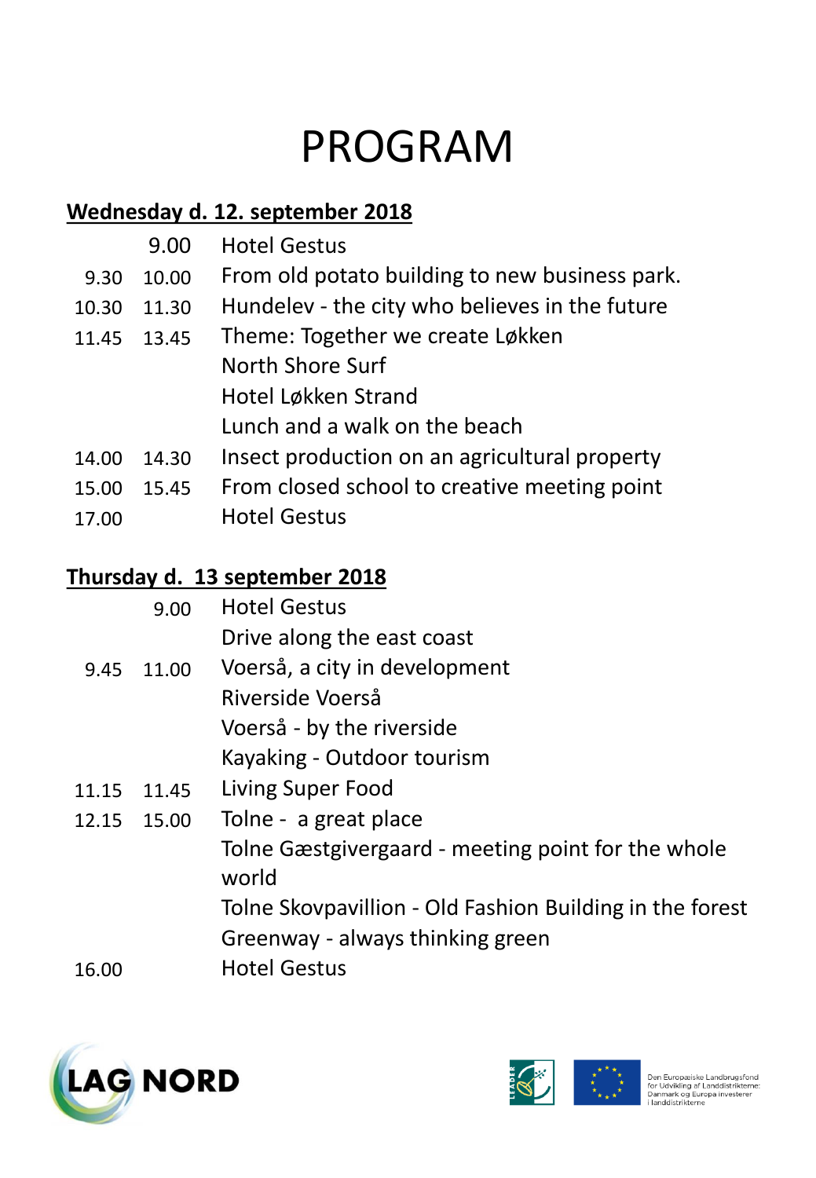# PROGRAM

## Wednesday d. 12. september 2018

| | | |
|---|---|---|
| | 9.00 | Hotel Gestus |
| 9.30 | 10.00 | From old potato building to new business park. |
| 10.30 | 11.30 | Hundelev - the city who believes in the future |
| 11.45 | 13.45 | Theme: Together we create Løkken<br>North Shore Surf<br>Hotel Løkken Strand<br>Lunch and a walk on the beach |
| 14.00 | 14.30 | Insect production on an agricultural property |
| 15.00 | 15.45 | From closed school to creative meeting point |
| 17.00 | | Hotel Gestus |

## Thursday d. 13 september 2018

| | | |
|---|---|---|
| | 9.00 | Hotel Gestus<br>Drive along the east coast |
| 9.45 | 11.00 | Voerså, a city in development<br>Riverside Voerså<br>Voerså - by the riverside<br>Kayaking - Outdoor tourism |
| 11.15 | 11.45 | Living Super Food |
| 12.15 | 15.00 | Tolne - a great place<br>Tolne Gæstgivergaard - meeting point for the whole world<br>Tolne Skovpavillion - Old Fashion Building in the forest<br>Greenway - always thinking green |
| 16.00 | | Hotel Gestus |

LAG NORD

Den Europæiske Landbrugsfond for Udvikling af Landdistrikterne: Danmark og Europa investerer i landdistrikterne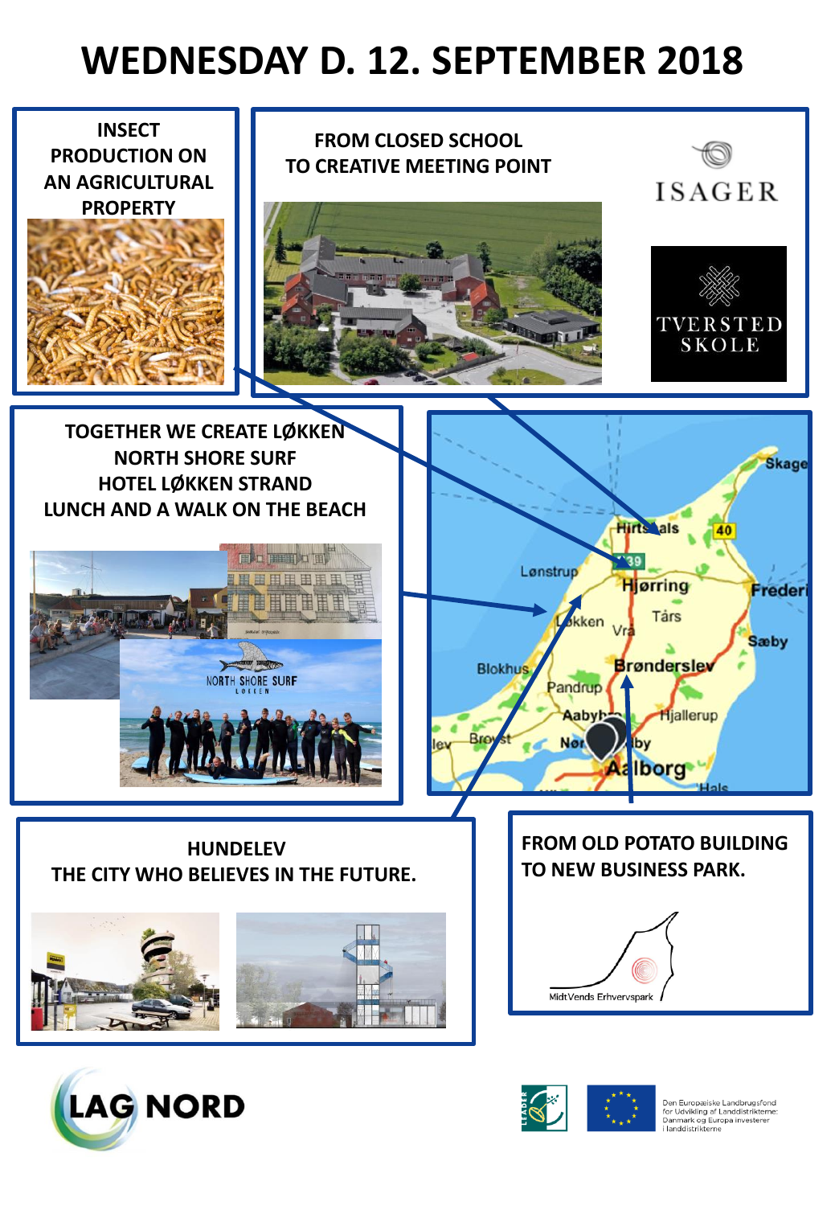# WEDNESDAY D. 12. SEPTEMBER 2018

**INSECT PRODUCTION ON AN AGRICULTURAL PROPERTY**

**FROM CLOSED SCHOOL TO CREATIVE MEETING POINT**

ISAGER

TVERSTED SKOLE

**TOGETHER WE CREATE LØKKEN**
**NORTH SHORE SURF**
**HOTEL LØKKEN STRAND**
**LUNCH AND A WALK ON THE BEACH**

NORTH SHORE SURF LØKKEN

**HUNDELEV**
**THE CITY WHO BELIEVES IN THE FUTURE.**

**FROM OLD POTATO BUILDING TO NEW BUSINESS PARK.**

MidtVends Erhvervspark

LAG NORD

Den Europæiske Landbrugsfond for Udvikling af Landdistrikterne: Danmark og Europa investerer i landdistrikterne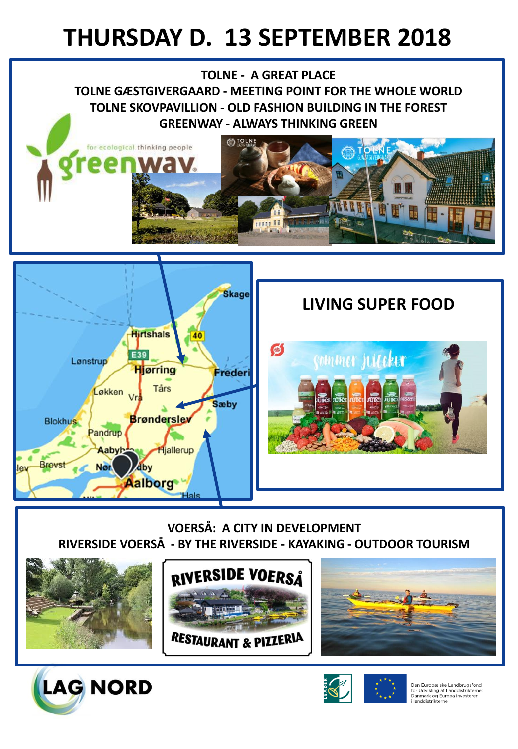# THURSDAY D. 13 SEPTEMBER 2018

**TOLNE - A GREAT PLACE**
**TOLNE GÆSTGIVERGAARD - MEETING POINT FOR THE WHOLE WORLD**
**TOLNE SKOVPAVILLION - OLD FASHION BUILDING IN THE FOREST**
**GREENWAY - ALWAYS THINKING GREEN**

## LIVING SUPER FOOD

**VOERSÅ: A CITY IN DEVELOPMENT**
**RIVERSIDE VOERSÅ - BY THE RIVERSIDE - KAYAKING - OUTDOOR TOURISM**

LAG NORD

Den Europæiske Landbrugsfond for Udvikling af Landdistrikterne: Danmark og Europa investerer i landdistrikterne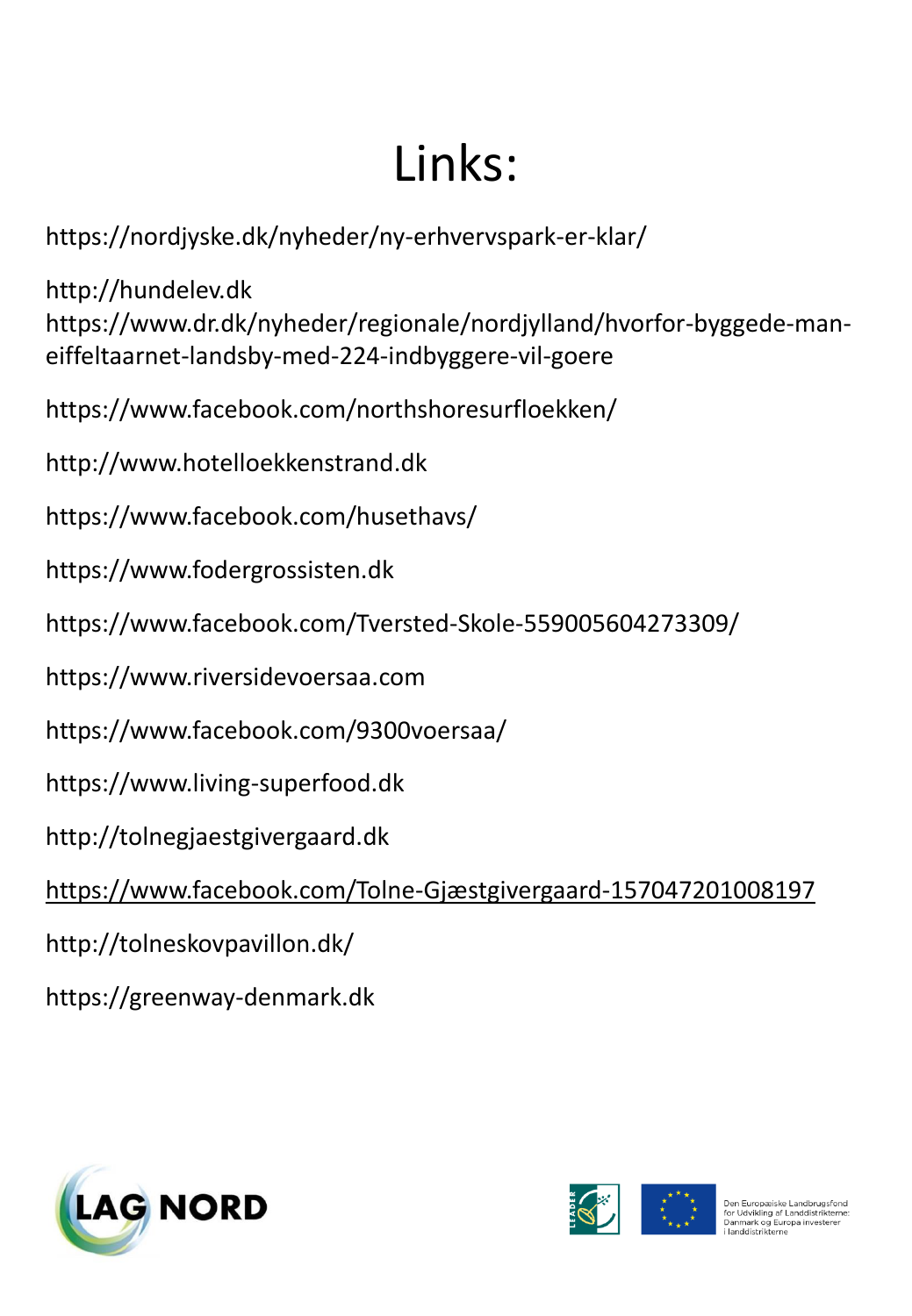# Links:

https://nordjyske.dk/nyheder/ny-erhvervspark-er-klar/

http://hundelev.dk
https://www.dr.dk/nyheder/regionale/nordjylland/hvorfor-byggede-man-eiffeltaarnet-landsby-med-224-indbyggere-vil-goere

https://www.facebook.com/northshoresurfloekken/

http://www.hotelloekkenstrand.dk

https://www.facebook.com/husethavs/

https://www.fodergrossisten.dk

https://www.facebook.com/Tversted-Skole-559005604273309/

https://www.riversidevoersaa.com

https://www.facebook.com/9300voersaa/

https://www.living-superfood.dk

http://tolnegjaestgivergaard.dk

https://www.facebook.com/Tolne-Gjæstgivergaard-157047201008197

http://tolneskovpavillon.dk/

https://greenway-denmark.dk

LAG NORD

Den Europæiske Landbrugsfond for Udvikling af Landdistrikterne: Danmark og Europa investerer i landdistrikterne